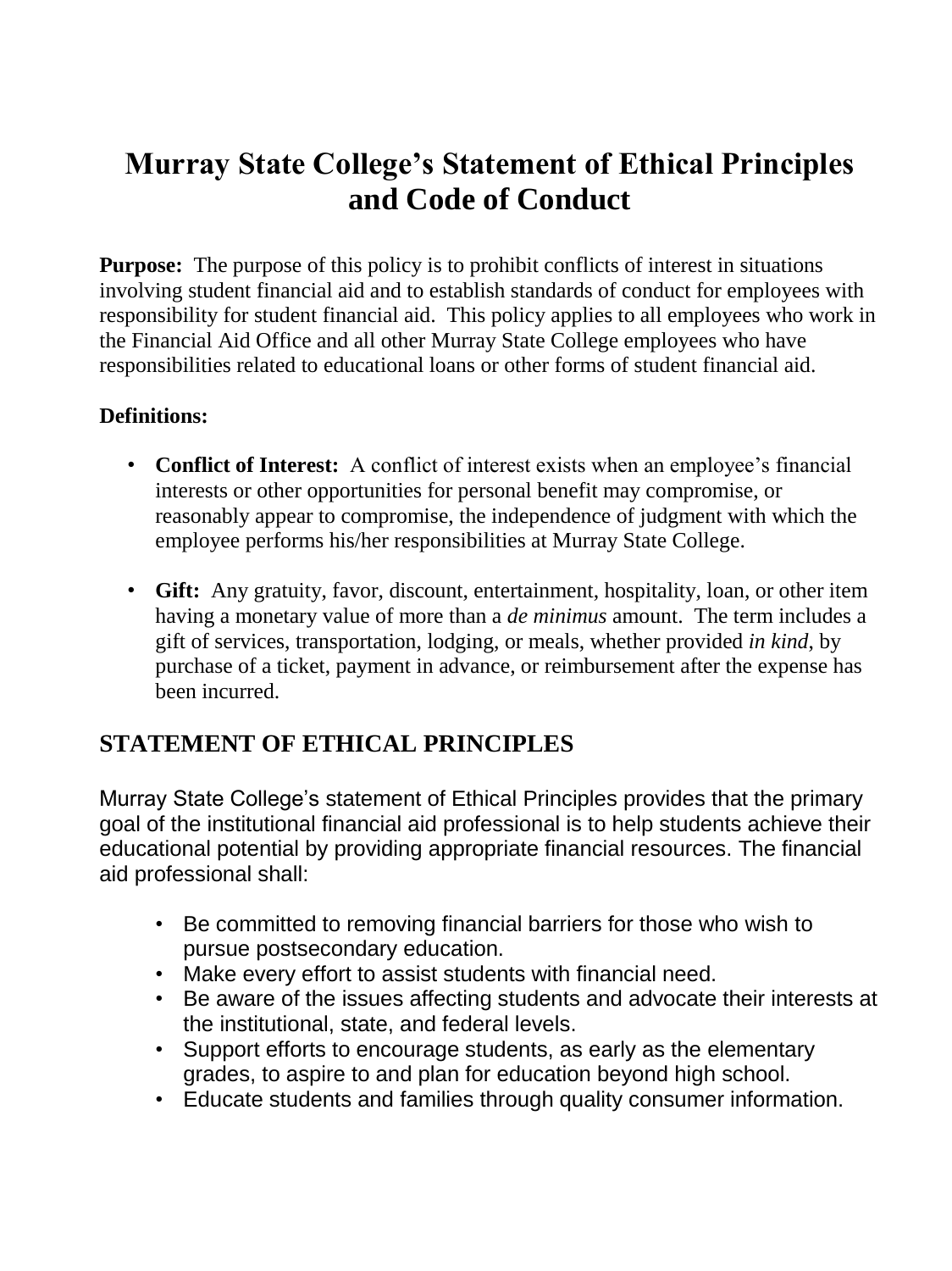# Murray State College's Statement of Ethical Principles and Code of Conduct

**Purpose:** The purpose of this policy is to prohibit conflicts of interest in situations involving student financial aid and to establish standards of conduct for employees with responsibility for student financial aid. This policy applies to all employees who work in the Financial Aid Office and all other Murray State College employees who have responsibilities related to educational loans or other forms of student financial aid.

**Definitions:**

- **Conflict of Interest:** A conflict of interest exists when an employee's financial interests or other opportunities for personal benefit may compromise, or reasonably appear to compromise, the independence of judgment with which the employee performs his/her responsibilities at Murray State College.

- **Gift:** Any gratuity, favor, discount, entertainment, hospitality, loan, or other item having a monetary value of more than a *de minimus* amount. The term includes a gift of services, transportation, lodging, or meals, whether provided *in kind*, by purchase of a ticket, payment in advance, or reimbursement after the expense has been incurred.

## STATEMENT OF ETHICAL PRINCIPLES

Murray State College's statement of Ethical Principles provides that the primary goal of the institutional financial aid professional is to help students achieve their educational potential by providing appropriate financial resources. The financial aid professional shall:

- Be committed to removing financial barriers for those who wish to pursue postsecondary education.
- Make every effort to assist students with financial need.
- Be aware of the issues affecting students and advocate their interests at the institutional, state, and federal levels.
- Support efforts to encourage students, as early as the elementary grades, to aspire to and plan for education beyond high school.
- Educate students and families through quality consumer information.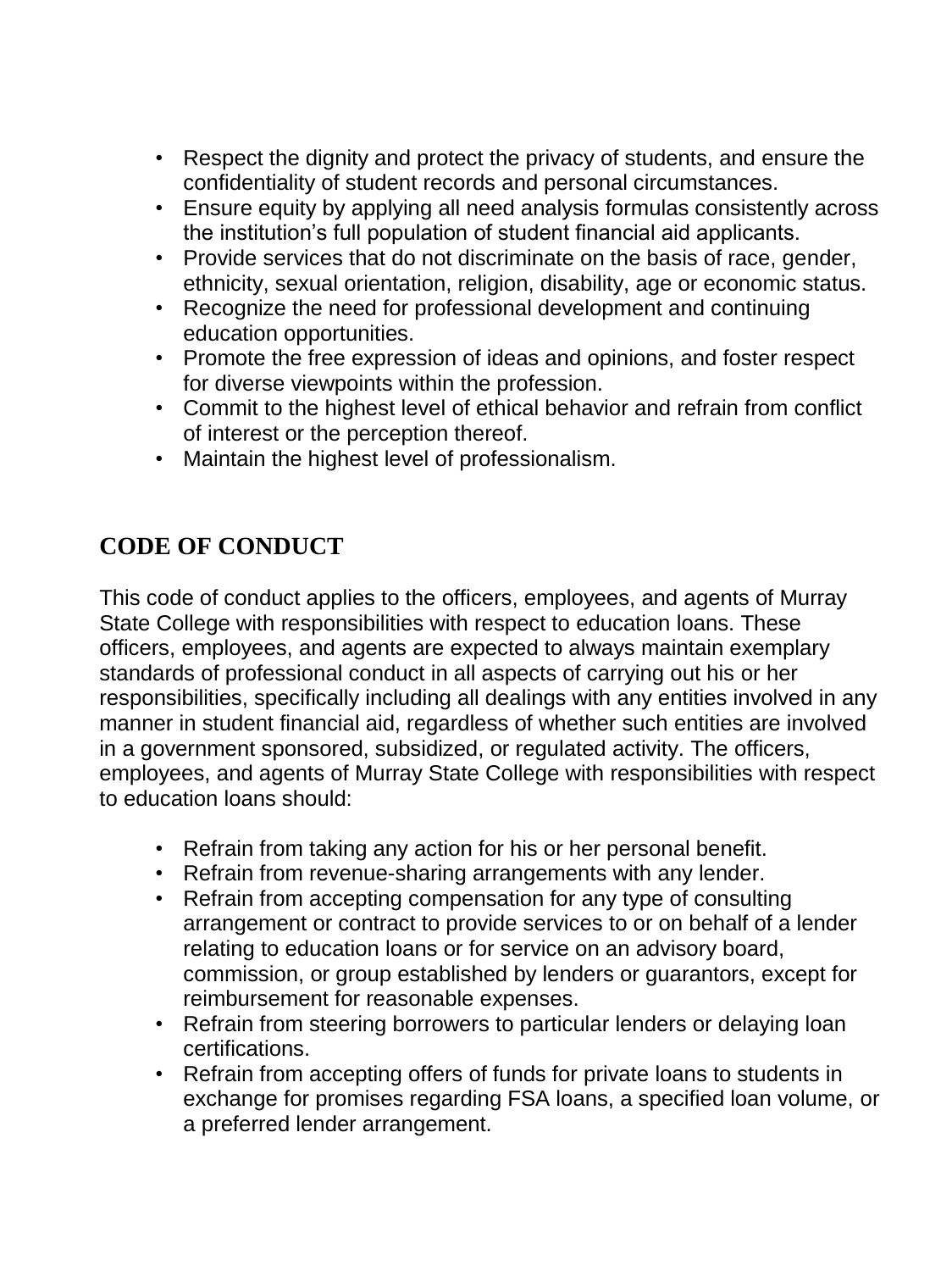- Respect the dignity and protect the privacy of students, and ensure the confidentiality of student records and personal circumstances.
- Ensure equity by applying all need analysis formulas consistently across the institution's full population of student financial aid applicants.
- Provide services that do not discriminate on the basis of race, gender, ethnicity, sexual orientation, religion, disability, age or economic status.
- Recognize the need for professional development and continuing education opportunities.
- Promote the free expression of ideas and opinions, and foster respect for diverse viewpoints within the profession.
- Commit to the highest level of ethical behavior and refrain from conflict of interest or the perception thereof.
- Maintain the highest level of professionalism.

## CODE OF CONDUCT

This code of conduct applies to the officers, employees, and agents of Murray State College with responsibilities with respect to education loans. These officers, employees, and agents are expected to always maintain exemplary standards of professional conduct in all aspects of carrying out his or her responsibilities, specifically including all dealings with any entities involved in any manner in student financial aid, regardless of whether such entities are involved in a government sponsored, subsidized, or regulated activity. The officers, employees, and agents of Murray State College with responsibilities with respect to education loans should:

- Refrain from taking any action for his or her personal benefit.
- Refrain from revenue-sharing arrangements with any lender.
- Refrain from accepting compensation for any type of consulting arrangement or contract to provide services to or on behalf of a lender relating to education loans or for service on an advisory board, commission, or group established by lenders or guarantors, except for reimbursement for reasonable expenses.
- Refrain from steering borrowers to particular lenders or delaying loan certifications.
- Refrain from accepting offers of funds for private loans to students in exchange for promises regarding FSA loans, a specified loan volume, or a preferred lender arrangement.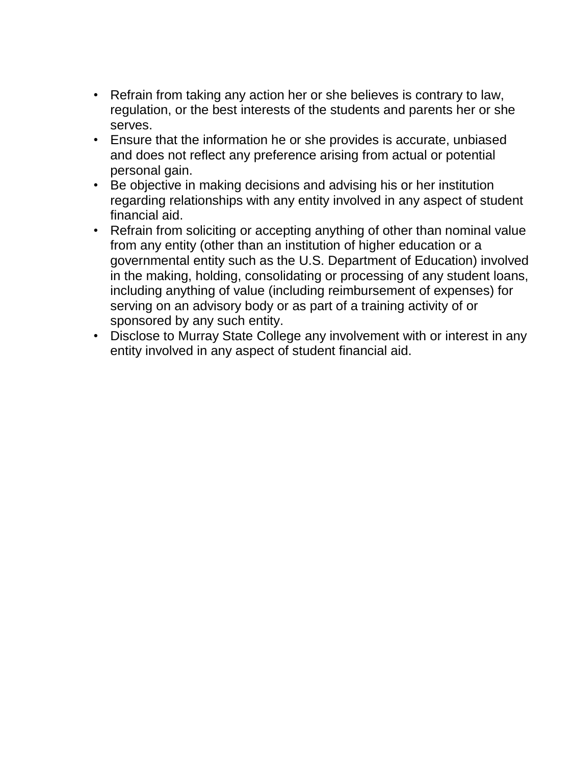- Refrain from taking any action her or she believes is contrary to law, regulation, or the best interests of the students and parents her or she serves.
- Ensure that the information he or she provides is accurate, unbiased and does not reflect any preference arising from actual or potential personal gain.
- Be objective in making decisions and advising his or her institution regarding relationships with any entity involved in any aspect of student financial aid.
- Refrain from soliciting or accepting anything of other than nominal value from any entity (other than an institution of higher education or a governmental entity such as the U.S. Department of Education) involved in the making, holding, consolidating or processing of any student loans, including anything of value (including reimbursement of expenses) for serving on an advisory body or as part of a training activity of or sponsored by any such entity.
- Disclose to Murray State College any involvement with or interest in any entity involved in any aspect of student financial aid.